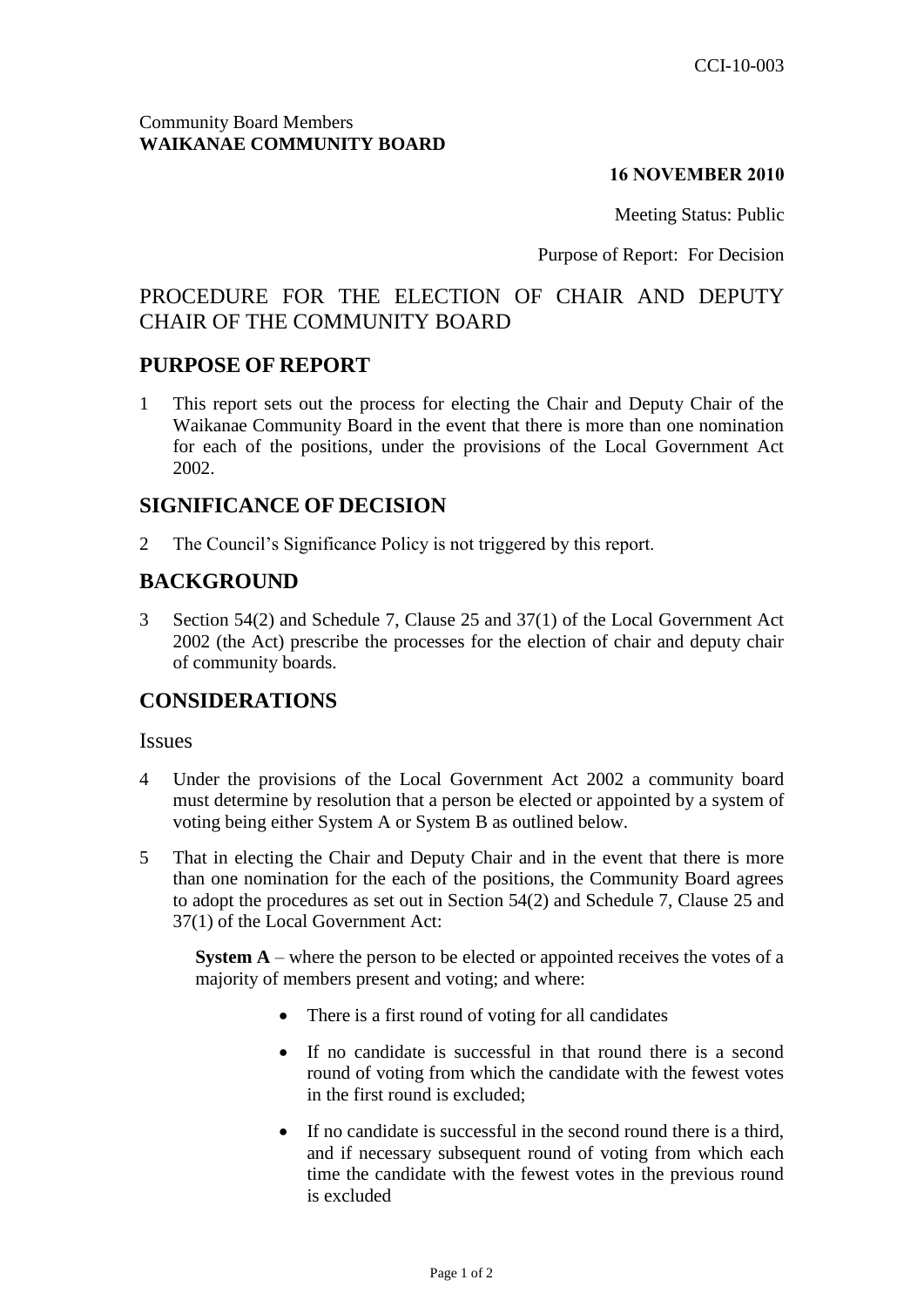CCI-10-003

Community Board Members
**WAIKANAE COMMUNITY BOARD**

**16 NOVEMBER 2010**

Meeting Status: Public

Purpose of Report: For Decision

# PROCEDURE FOR THE ELECTION OF CHAIR AND DEPUTY CHAIR OF THE COMMUNITY BOARD

## PURPOSE OF REPORT

1 This report sets out the process for electing the Chair and Deputy Chair of the Waikanae Community Board in the event that there is more than one nomination for each of the positions, under the provisions of the Local Government Act 2002.

## SIGNIFICANCE OF DECISION

2 The Council's Significance Policy is not triggered by this report.

## BACKGROUND

3 Section 54(2) and Schedule 7, Clause 25 and 37(1) of the Local Government Act 2002 (the Act) prescribe the processes for the election of chair and deputy chair of community boards.

## CONSIDERATIONS

### Issues

4 Under the provisions of the Local Government Act 2002 a community board must determine by resolution that a person be elected or appointed by a system of voting being either System A or System B as outlined below.

5 That in electing the Chair and Deputy Chair and in the event that there is more than one nomination for the each of the positions, the Community Board agrees to adopt the procedures as set out in Section 54(2) and Schedule 7, Clause 25 and 37(1) of the Local Government Act:

**System A** – where the person to be elected or appointed receives the votes of a majority of members present and voting; and where:

- There is a first round of voting for all candidates
- If no candidate is successful in that round there is a second round of voting from which the candidate with the fewest votes in the first round is excluded;
- If no candidate is successful in the second round there is a third, and if necessary subsequent round of voting from which each time the candidate with the fewest votes in the previous round is excluded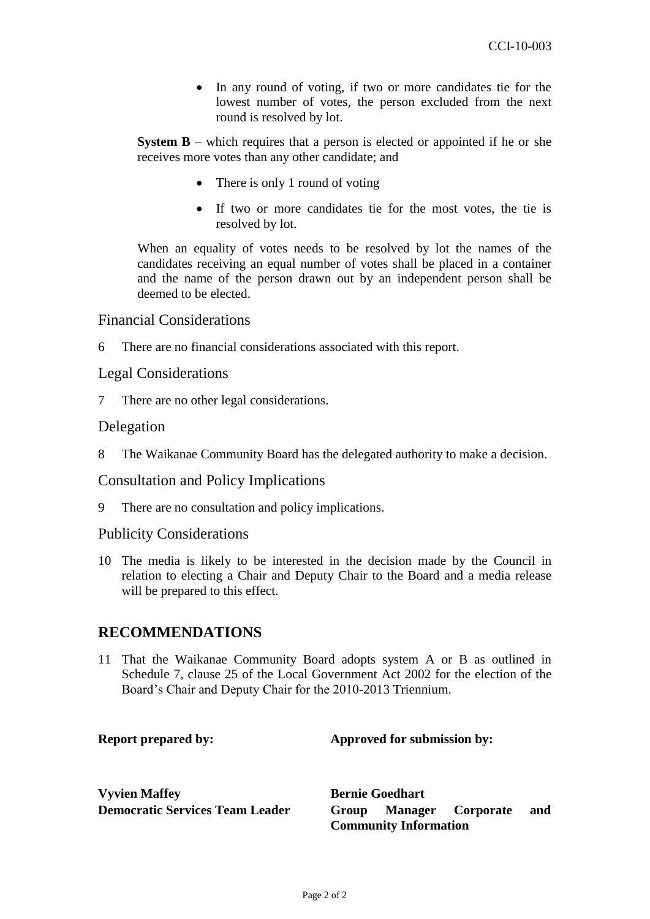- In any round of voting, if two or more candidates tie for the lowest number of votes, the person excluded from the next round is resolved by lot.

**System B** – which requires that a person is elected or appointed if he or she receives more votes than any other candidate; and

- There is only 1 round of voting
- If two or more candidates tie for the most votes, the tie is resolved by lot.

When an equality of votes needs to be resolved by lot the names of the candidates receiving an equal number of votes shall be placed in a container and the name of the person drawn out by an independent person shall be deemed to be elected.

### Financial Considerations

6 There are no financial considerations associated with this report.

### Legal Considerations

7 There are no other legal considerations.

### Delegation

8 The Waikanae Community Board has the delegated authority to make a decision.

### Consultation and Policy Implications

9 There are no consultation and policy implications.

### Publicity Considerations

10 The media is likely to be interested in the decision made by the Council in relation to electing a Chair and Deputy Chair to the Board and a media release will be prepared to this effect.

## RECOMMENDATIONS

11 That the Waikanae Community Board adopts system A or B as outlined in Schedule 7, clause 25 of the Local Government Act 2002 for the election of the Board's Chair and Deputy Chair for the 2010-2013 Triennium.

| **Report prepared by:** | **Approved for submission by:** |
|---|---|
| **Vyvien Maffey** | **Bernie Goedhart** |
| **Democratic Services Team Leader** | **Group Manager Corporate and Community Information** |